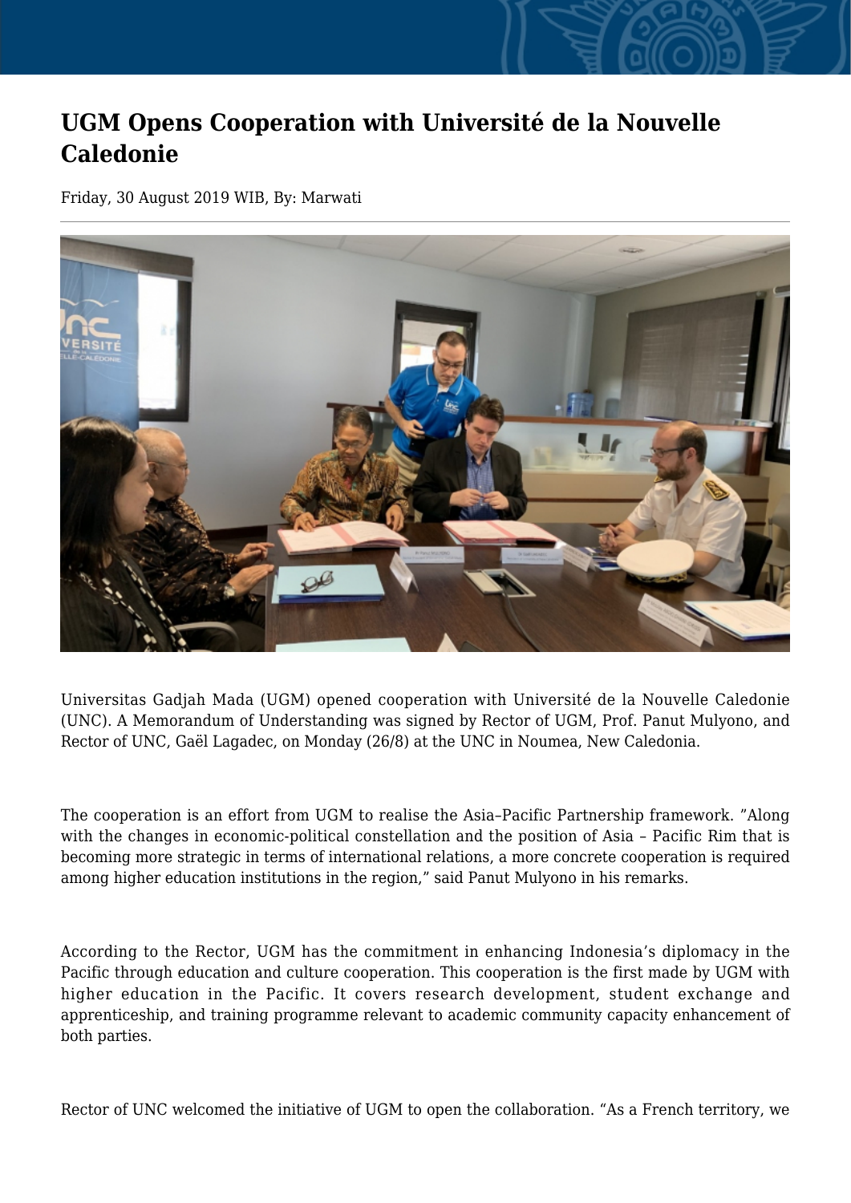# UGM Opens Cooperation with Université de la Nouvelle Caledonie

Friday, 30 August 2019 WIB, By: Marwati

Universitas Gadjah Mada (UGM) opened cooperation with Université de la Nouvelle Caledonie (UNC). A Memorandum of Understanding was signed by Rector of UGM, Prof. Panut Mulyono, and Rector of UNC, Gaël Lagadec, on Monday (26/8) at the UNC in Noumea, New Caledonia.

The cooperation is an effort from UGM to realise the Asia–Pacific Partnership framework. "Along with the changes in economic-political constellation and the position of Asia – Pacific Rim that is becoming more strategic in terms of international relations, a more concrete cooperation is required among higher education institutions in the region," said Panut Mulyono in his remarks.

According to the Rector, UGM has the commitment in enhancing Indonesia's diplomacy in the Pacific through education and culture cooperation. This cooperation is the first made by UGM with higher education in the Pacific. It covers research development, student exchange and apprenticeship, and training programme relevant to academic community capacity enhancement of both parties.

Rector of UNC welcomed the initiative of UGM to open the collaboration. "As a French territory, we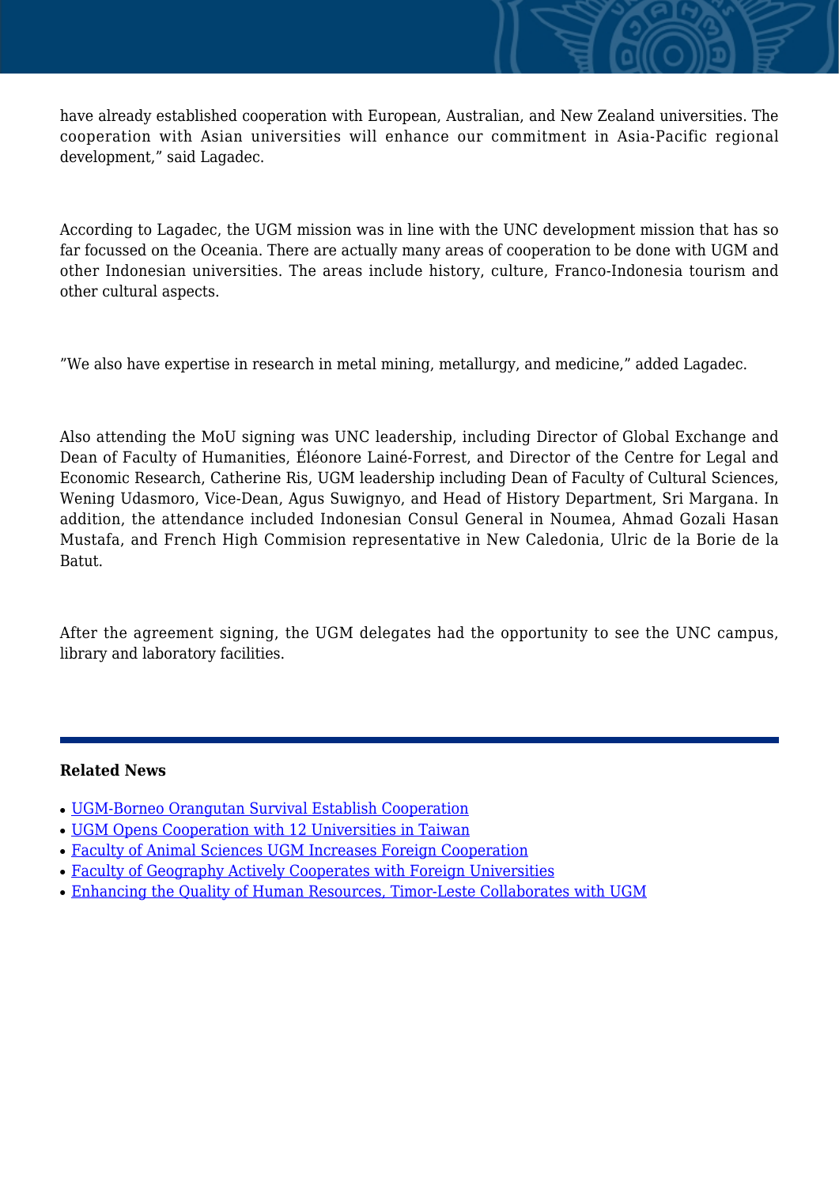have already established cooperation with European, Australian, and New Zealand universities. The cooperation with Asian universities will enhance our commitment in Asia-Pacific regional development," said Lagadec.

According to Lagadec, the UGM mission was in line with the UNC development mission that has so far focussed on the Oceania. There are actually many areas of cooperation to be done with UGM and other Indonesian universities. The areas include history, culture, Franco-Indonesia tourism and other cultural aspects.

"We also have expertise in research in metal mining, metallurgy, and medicine," added Lagadec.

Also attending the MoU signing was UNC leadership, including Director of Global Exchange and Dean of Faculty of Humanities, Éléonore Lainé-Forrest, and Director of the Centre for Legal and Economic Research, Catherine Ris, UGM leadership including Dean of Faculty of Cultural Sciences, Wening Udasmoro, Vice-Dean, Agus Suwignyo, and Head of History Department, Sri Margana. In addition, the attendance included Indonesian Consul General in Noumea, Ahmad Gozali Hasan Mustafa, and French High Commision representative in New Caledonia, Ulric de la Borie de la Batut.

After the agreement signing, the UGM delegates had the opportunity to see the UNC campus, library and laboratory facilities.

---

**Related News**

- UGM-Borneo Orangutan Survival Establish Cooperation
- UGM Opens Cooperation with 12 Universities in Taiwan
- Faculty of Animal Sciences UGM Increases Foreign Cooperation
- Faculty of Geography Actively Cooperates with Foreign Universities
- Enhancing the Quality of Human Resources, Timor-Leste Collaborates with UGM